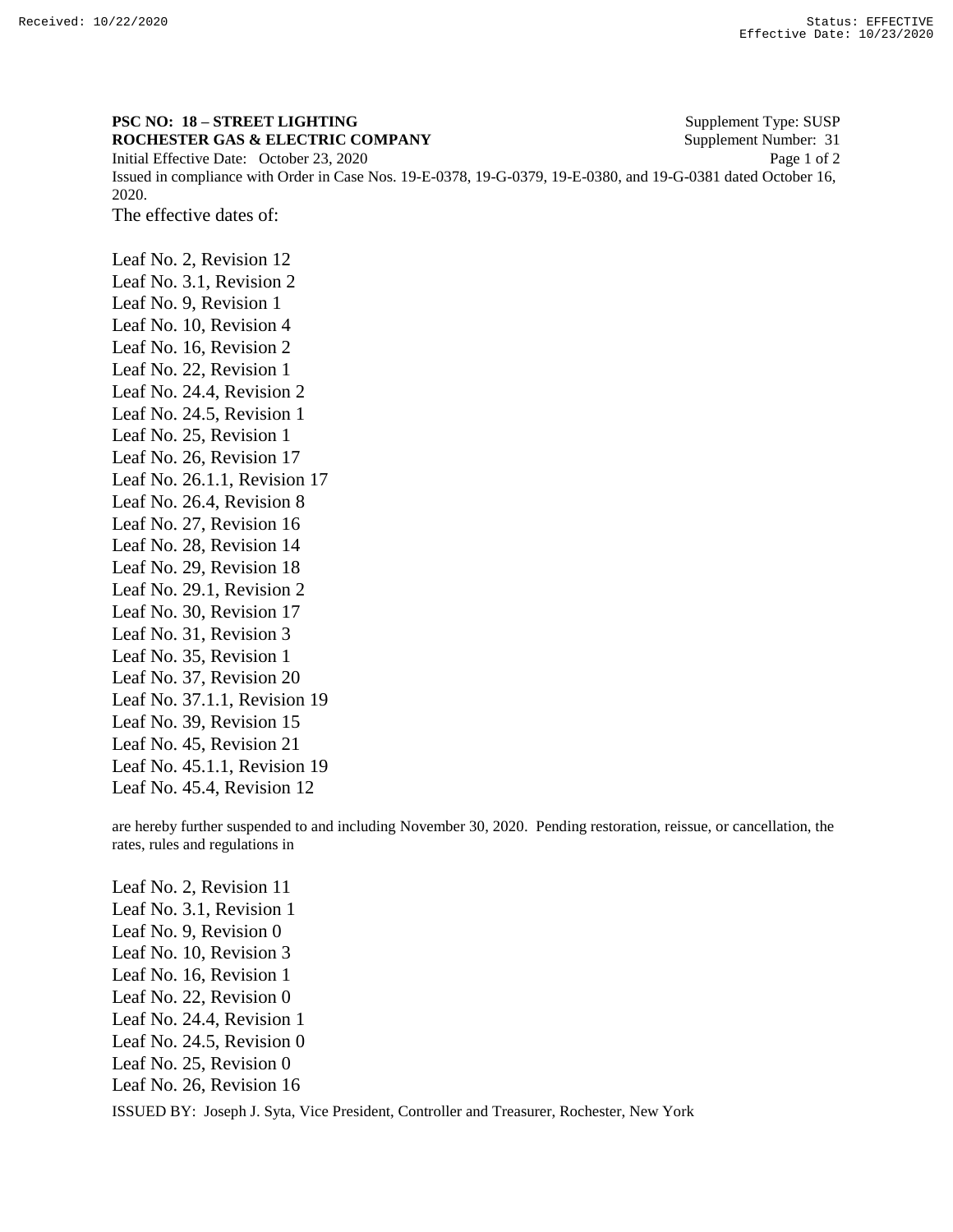Received: 10/22/2020 Status: EFFECTIVE
Effective Date: 10/23/2020

**PSC NO: 18 – STREET LIGHTING** Supplement Type: SUSP
**ROCHESTER GAS & ELECTRIC COMPANY** Supplement Number: 31
Initial Effective Date: October 23, 2020
Issued in compliance with Order in Case Nos. 19-E-0378, 19-G-0379, 19-E-0380, and 19-G-0381 dated October 16, 2020.

The effective dates of:

Leaf No. 2, Revision 12
Leaf No. 3.1, Revision 2
Leaf No. 9, Revision 1
Leaf No. 10, Revision 4
Leaf No. 16, Revision 2
Leaf No. 22, Revision 1
Leaf No. 24.4, Revision 2
Leaf No. 24.5, Revision 1
Leaf No. 25, Revision 1
Leaf No. 26, Revision 17
Leaf No. 26.1.1, Revision 17
Leaf No. 26.4, Revision 8
Leaf No. 27, Revision 16
Leaf No. 28, Revision 14
Leaf No. 29, Revision 18
Leaf No. 29.1, Revision 2
Leaf No. 30, Revision 17
Leaf No. 31, Revision 3
Leaf No. 35, Revision 1
Leaf No. 37, Revision 20
Leaf No. 37.1.1, Revision 19
Leaf No. 39, Revision 15
Leaf No. 45, Revision 21
Leaf No. 45.1.1, Revision 19
Leaf No. 45.4, Revision 12

are hereby further suspended to and including November 30, 2020. Pending restoration, reissue, or cancellation, the rates, rules and regulations in

Leaf No. 2, Revision 11
Leaf No. 3.1, Revision 1
Leaf No. 9, Revision 0
Leaf No. 10, Revision 3
Leaf No. 16, Revision 1
Leaf No. 22, Revision 0
Leaf No. 24.4, Revision 1
Leaf No. 24.5, Revision 0
Leaf No. 25, Revision 0
Leaf No. 26, Revision 16

ISSUED BY: Joseph J. Syta, Vice President, Controller and Treasurer, Rochester, New York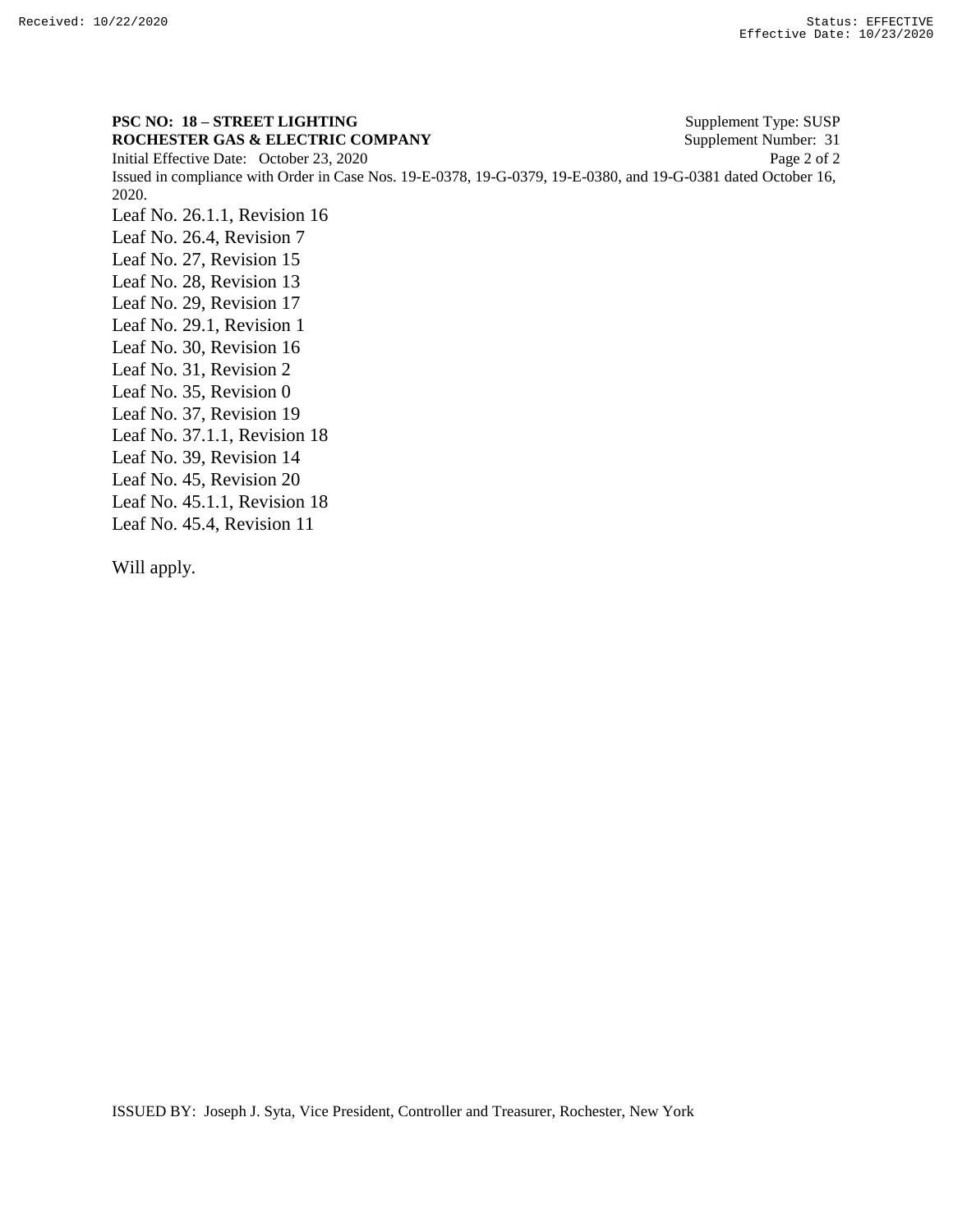**PSC NO: 18 – STREET LIGHTING** Supplement Type: SUSP
**ROCHESTER GAS & ELECTRIC COMPANY** Supplement Number: 31
Initial Effective Date: October 23, 2020
Issued in compliance with Order in Case Nos. 19-E-0378, 19-G-0379, 19-E-0380, and 19-G-0381 dated October 16, 2020.

Leaf No. 26.1.1, Revision 16
Leaf No. 26.4, Revision 7
Leaf No. 27, Revision 15
Leaf No. 28, Revision 13
Leaf No. 29, Revision 17
Leaf No. 29.1, Revision 1
Leaf No. 30, Revision 16
Leaf No. 31, Revision 2
Leaf No. 35, Revision 0
Leaf No. 37, Revision 19
Leaf No. 37.1.1, Revision 18
Leaf No. 39, Revision 14
Leaf No. 45, Revision 20
Leaf No. 45.1.1, Revision 18
Leaf No. 45.4, Revision 11

Will apply.

ISSUED BY: Joseph J. Syta, Vice President, Controller and Treasurer, Rochester, New York